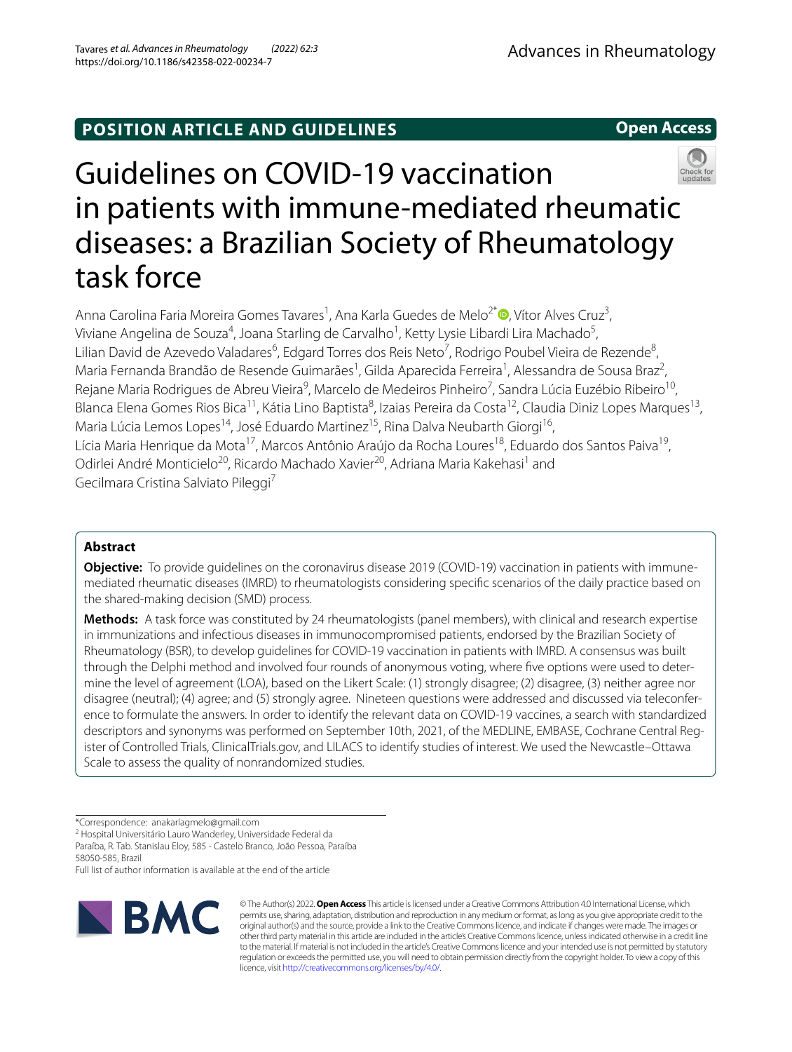POSITION ARTICLE AND GUIDELINES

Open Access

# Guidelines on COVID-19 vaccination in patients with immune-mediated rheumatic diseases: a Brazilian Society of Rheumatology task force

Anna Carolina Faria Moreira Gomes Tavares[1], Ana Karla Guedes de Melo[2*], Vítor Alves Cruz[3], Viviane Angelina de Souza[4], Joana Starling de Carvalho[1], Ketty Lysie Libardi Lira Machado[5], Lilian David de Azevedo Valadares[6], Edgard Torres dos Reis Neto[7], Rodrigo Poubel Vieira de Rezende[8], Maria Fernanda Brandão de Resende Guimarães[1], Gilda Aparecida Ferreira[1], Alessandra de Sousa Braz[2], Rejane Maria Rodrigues de Abreu Vieira[9], Marcelo de Medeiros Pinheiro[7], Sandra Lúcia Euzébio Ribeiro[10], Blanca Elena Gomes Rios Bica[11], Kátia Lino Baptista[8], Izaias Pereira da Costa[12], Claudia Diniz Lopes Marques[13], Maria Lúcia Lemos Lopes[14], José Eduardo Martinez[15], Rina Dalva Neubarth Giorgi[16], Lícia Maria Henrique da Mota[17], Marcos Antônio Araújo da Rocha Loures[18], Eduardo dos Santos Paiva[19], Odirlei André Monticielo[20], Ricardo Machado Xavier[20], Adriana Maria Kakehasi[1] and Gecilmara Cristina Salviato Pileggi[7]

## Abstract

**Objective:** To provide guidelines on the coronavirus disease 2019 (COVID-19) vaccination in patients with immune-mediated rheumatic diseases (IMRD) to rheumatologists considering specific scenarios of the daily practice based on the shared-making decision (SMD) process.

**Methods:** A task force was constituted by 24 rheumatologists (panel members), with clinical and research expertise in immunizations and infectious diseases in immunocompromised patients, endorsed by the Brazilian Society of Rheumatology (BSR), to develop guidelines for COVID-19 vaccination in patients with IMRD. A consensus was built through the Delphi method and involved four rounds of anonymous voting, where five options were used to determine the level of agreement (LOA), based on the Likert Scale: (1) strongly disagree; (2) disagree, (3) neither agree nor disagree (neutral); (4) agree; and (5) strongly agree. Nineteen questions were addressed and discussed via teleconference to formulate the answers. In order to identify the relevant data on COVID-19 vaccines, a search with standardized descriptors and synonyms was performed on September 10th, 2021, of the MEDLINE, EMBASE, Cochrane Central Register of Controlled Trials, ClinicalTrials.gov, and LILACS to identify studies of interest. We used the Newcastle–Ottawa Scale to assess the quality of nonrandomized studies.

*Correspondence: anakarlagmelo@gmail.com
[2] Hospital Universitário Lauro Wanderley, Universidade Federal da Paraíba, R. Tab. Stanislau Eloy, 585 - Castelo Branco, João Pessoa, Paraíba 58050-585, Brazil
Full list of author information is available at the end of the article

© The Author(s) 2022. **Open Access** This article is licensed under a Creative Commons Attribution 4.0 International License, which permits use, sharing, adaptation, distribution and reproduction in any medium or format, as long as you give appropriate credit to the original author(s) and the source, provide a link to the Creative Commons licence, and indicate if changes were made. The images or other third party material in this article are included in the article's Creative Commons licence, unless indicated otherwise in a credit line to the material. If material is not included in the article's Creative Commons licence and your intended use is not permitted by statutory regulation or exceeds the permitted use, you will need to obtain permission directly from the copyright holder. To view a copy of this licence, visit http://creativecommons.org/licenses/by/4.0/.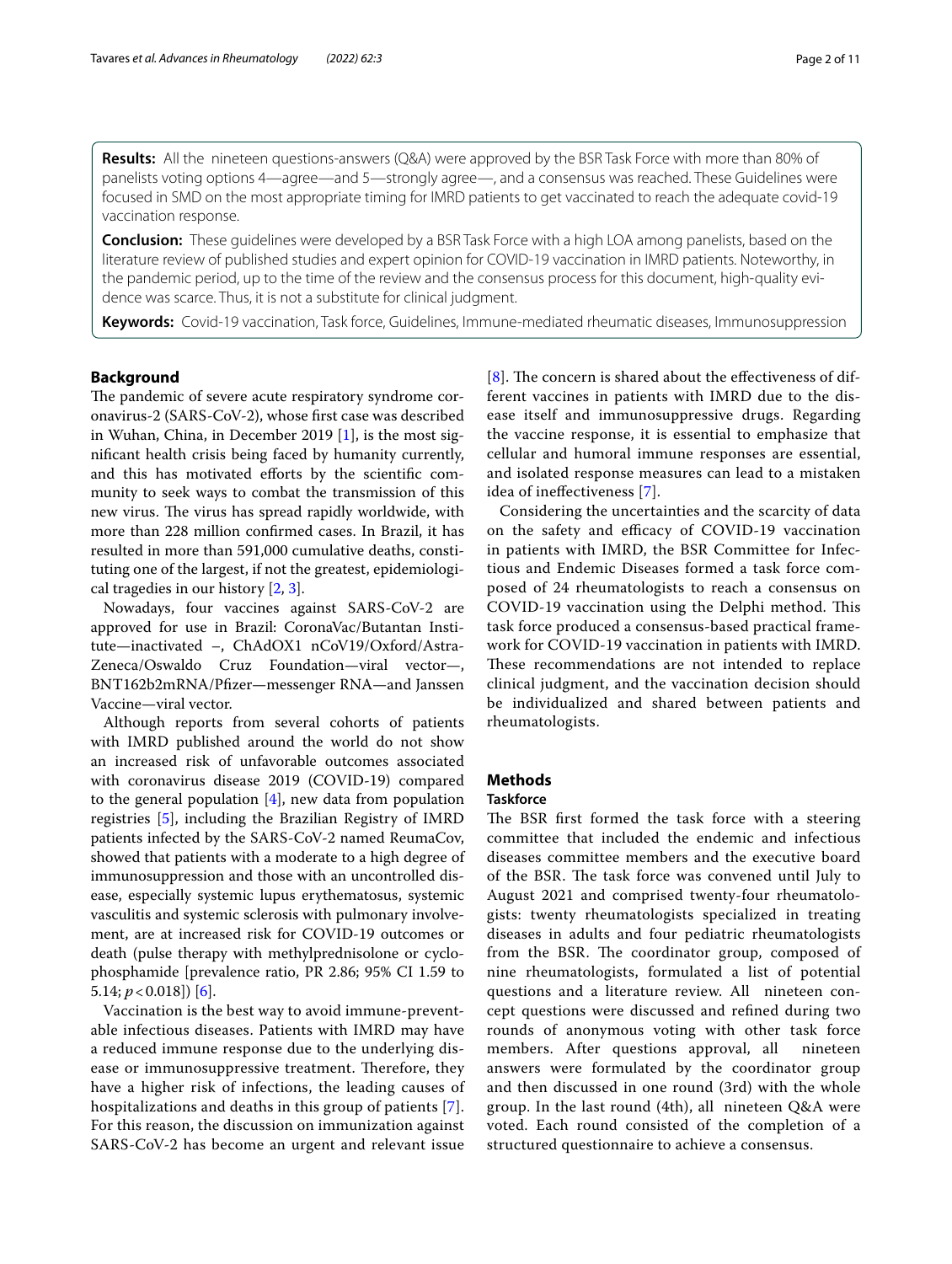**Results:** All the nineteen questions-answers (Q&A) were approved by the BSR Task Force with more than 80% of panelists voting options 4—agree—and 5—strongly agree—, and a consensus was reached. These Guidelines were focused in SMD on the most appropriate timing for IMRD patients to get vaccinated to reach the adequate covid-19 vaccination response.

**Conclusion:** These guidelines were developed by a BSR Task Force with a high LOA among panelists, based on the literature review of published studies and expert opinion for COVID-19 vaccination in IMRD patients. Noteworthy, in the pandemic period, up to the time of the review and the consensus process for this document, high-quality evidence was scarce. Thus, it is not a substitute for clinical judgment.

**Keywords:** Covid-19 vaccination, Task force, Guidelines, Immune-mediated rheumatic diseases, Immunosuppression

## Background

The pandemic of severe acute respiratory syndrome coronavirus-2 (SARS-CoV-2), whose first case was described in Wuhan, China, in December 2019 [1], is the most significant health crisis being faced by humanity currently, and this has motivated efforts by the scientific community to seek ways to combat the transmission of this new virus. The virus has spread rapidly worldwide, with more than 228 million confirmed cases. In Brazil, it has resulted in more than 591,000 cumulative deaths, constituting one of the largest, if not the greatest, epidemiological tragedies in our history [2, 3].

Nowadays, four vaccines against SARS-CoV-2 are approved for use in Brazil: CoronaVac/Butantan Institute—inactivated –, ChAdOX1 nCoV19/Oxford/AstraZeneca/Oswaldo Cruz Foundation—viral vector—, BNT162b2mRNA/Pfizer—messenger RNA—and Janssen Vaccine—viral vector.

Although reports from several cohorts of patients with IMRD published around the world do not show an increased risk of unfavorable outcomes associated with coronavirus disease 2019 (COVID-19) compared to the general population [4], new data from population registries [5], including the Brazilian Registry of IMRD patients infected by the SARS-CoV-2 named ReumaCov, showed that patients with a moderate to a high degree of immunosuppression and those with an uncontrolled disease, especially systemic lupus erythematosus, systemic vasculitis and systemic sclerosis with pulmonary involvement, are at increased risk for COVID-19 outcomes or death (pulse therapy with methylprednisolone or cyclophosphamide [prevalence ratio, PR 2.86; 95% CI 1.59 to 5.14; $p < 0.018$]) [6].

Vaccination is the best way to avoid immune-preventable infectious diseases. Patients with IMRD may have a reduced immune response due to the underlying disease or immunosuppressive treatment. Therefore, they have a higher risk of infections, the leading causes of hospitalizations and deaths in this group of patients [7]. For this reason, the discussion on immunization against SARS-CoV-2 has become an urgent and relevant issue [8]. The concern is shared about the effectiveness of different vaccines in patients with IMRD due to the disease itself and immunosuppressive drugs. Regarding the vaccine response, it is essential to emphasize that cellular and humoral immune responses are essential, and isolated response measures can lead to a mistaken idea of ineffectiveness [7].

Considering the uncertainties and the scarcity of data on the safety and efficacy of COVID-19 vaccination in patients with IMRD, the BSR Committee for Infectious and Endemic Diseases formed a task force composed of 24 rheumatologists to reach a consensus on COVID-19 vaccination using the Delphi method. This task force produced a consensus-based practical framework for COVID-19 vaccination in patients with IMRD. These recommendations are not intended to replace clinical judgment, and the vaccination decision should be individualized and shared between patients and rheumatologists.

## Methods

### Taskforce

The BSR first formed the task force with a steering committee that included the endemic and infectious diseases committee members and the executive board of the BSR. The task force was convened until July to August 2021 and comprised twenty-four rheumatologists: twenty rheumatologists specialized in treating diseases in adults and four pediatric rheumatologists from the BSR. The coordinator group, composed of nine rheumatologists, formulated a list of potential questions and a literature review. All nineteen concept questions were discussed and refined during two rounds of anonymous voting with other task force members. After questions approval, all nineteen answers were formulated by the coordinator group and then discussed in one round (3rd) with the whole group. In the last round (4th), all nineteen Q&A were voted. Each round consisted of the completion of a structured questionnaire to achieve a consensus.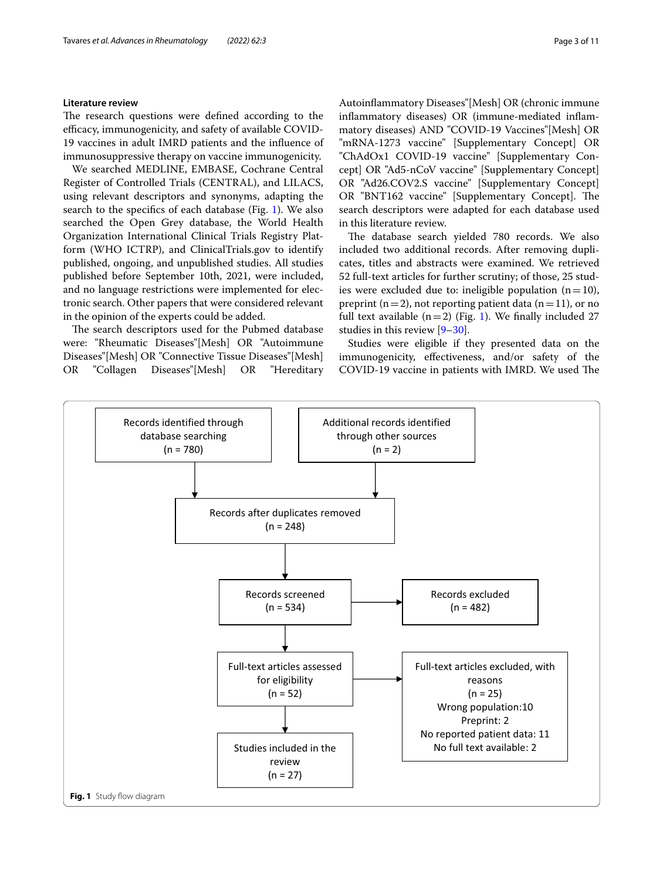### Literature review

The research questions were defined according to the efficacy, immunogenicity, and safety of available COVID-19 vaccines in adult IMRD patients and the influence of immunosuppressive therapy on vaccine immunogenicity.

We searched MEDLINE, EMBASE, Cochrane Central Register of Controlled Trials (CENTRAL), and LILACS, using relevant descriptors and synonyms, adapting the search to the specifics of each database (Fig. 1). We also searched the Open Grey database, the World Health Organization International Clinical Trials Registry Platform (WHO ICTRP), and ClinicalTrials.gov to identify published, ongoing, and unpublished studies. All studies published before September 10th, 2021, were included, and no language restrictions were implemented for electronic search. Other papers that were considered relevant in the opinion of the experts could be added.

The search descriptors used for the Pubmed database were: "Rheumatic Diseases"[Mesh] OR "Autoimmune Diseases"[Mesh] OR "Connective Tissue Diseases"[Mesh] OR "Collagen Diseases"[Mesh] OR "Hereditary Autoinflammatory Diseases"[Mesh] OR (chronic immune inflammatory diseases) OR (immune-mediated inflammatory diseases) AND "COVID-19 Vaccines"[Mesh] OR "mRNA-1273 vaccine" [Supplementary Concept] OR "ChAdOx1 COVID-19 vaccine" [Supplementary Concept] OR "Ad5-nCoV vaccine" [Supplementary Concept] OR "Ad26.COV2.S vaccine" [Supplementary Concept] OR "BNT162 vaccine" [Supplementary Concept]. The search descriptors were adapted for each database used in this literature review.

The database search yielded 780 records. We also included two additional records. After removing duplicates, titles and abstracts were examined. We retrieved 52 full-text articles for further scrutiny; of those, 25 studies were excluded due to: ineligible population (n = 10), preprint (n = 2), not reporting patient data (n = 11), or no full text available (n = 2) (Fig. 1). We finally included 27 studies in this review [9–30].

Studies were eligible if they presented data on the immunogenicity, effectiveness, and/or safety of the COVID-19 vaccine in patients with IMRD. We used The

Records identified through database searching (n = 780)

Additional records identified through other sources (n = 2)

Records after duplicates removed (n = 248)

Records screened (n = 534)

Records excluded (n = 482)

Full-text articles assessed for eligibility (n = 52)

Full-text articles excluded, with reasons (n = 25)
Wrong population: 10
Preprint: 2
No reported patient data: 11
No full text available: 2

Studies included in the review (n = 27)

**Fig. 1** Study flow diagram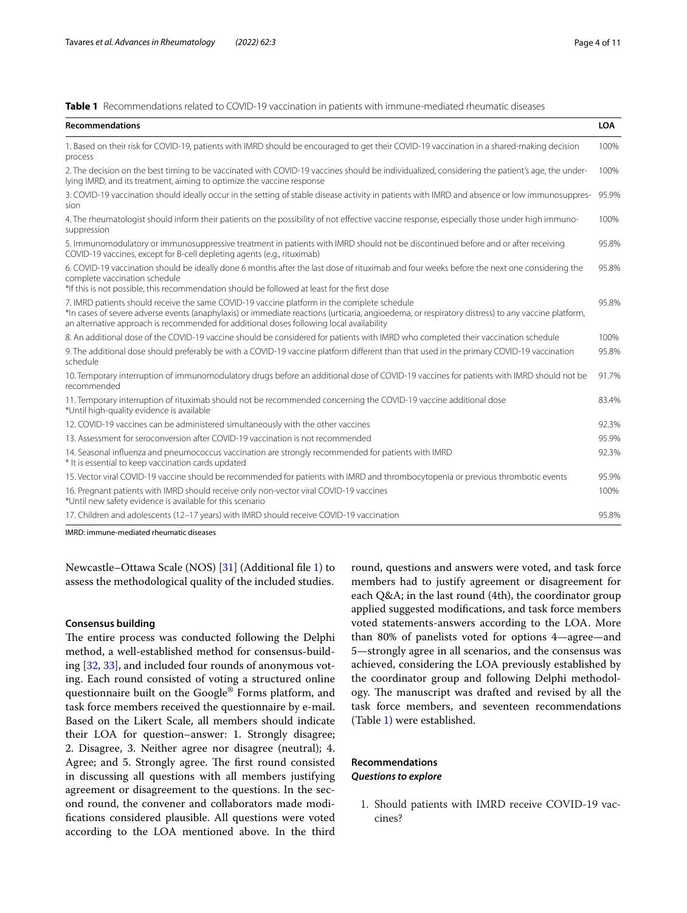**Table 1** Recommendations related to COVID-19 vaccination in patients with immune-mediated rheumatic diseases

| Recommendations | LOA |
|---|---|
| 1. Based on their risk for COVID-19, patients with IMRD should be encouraged to get their COVID-19 vaccination in a shared-making decision process | 100% |
| 2. The decision on the best timing to be vaccinated with COVID-19 vaccines should be individualized, considering the patient's age, the underlying IMRD, and its treatment, aiming to optimize the vaccine response | 100% |
| 3. COVID-19 vaccination should ideally occur in the setting of stable disease activity in patients with IMRD and absence or low immunosuppression | 95.9% |
| 4. The rheumatologist should inform their patients on the possibility of not effective vaccine response, especially those under high immunosuppression | 100% |
| 5. Immunomodulatory or immunosuppressive treatment in patients with IMRD should not be discontinued before and or after receiving COVID-19 vaccines, except for B-cell depleting agents (e.g., rituximab) | 95.8% |
| 6. COVID-19 vaccination should be ideally done 6 months after the last dose of rituximab and four weeks before the next one considering the complete vaccination schedule<br>*If this is not possible, this recommendation should be followed at least for the first dose | 95.8% |
| 7. IMRD patients should receive the same COVID-19 vaccine platform in the complete schedule<br>*In cases of severe adverse events (anaphylaxis) or immediate reactions (urticaria, angioedema, or respiratory distress) to any vaccine platform, an alternative approach is recommended for additional doses following local availability | 95.8% |
| 8. An additional dose of the COVID-19 vaccine should be considered for patients with IMRD who completed their vaccination schedule | 100% |
| 9. The additional dose should preferably be with a COVID-19 vaccine platform different than that used in the primary COVID-19 vaccination schedule | 95.8% |
| 10. Temporary interruption of immunomodulatory drugs before an additional dose of COVID-19 vaccines for patients with IMRD should not be recommended | 91.7% |
| 11. Temporary interruption of rituximab should not be recommended concerning the COVID-19 vaccine additional dose<br>*Until high-quality evidence is available | 83.4% |
| 12. COVID-19 vaccines can be administered simultaneously with the other vaccines | 92.3% |
| 13. Assessment for seroconversion after COVID-19 vaccination is not recommended | 95.9% |
| 14. Seasonal influenza and pneumococcus vaccination are strongly recommended for patients with IMRD<br>* It is essential to keep vaccination cards updated | 92.3% |
| 15. Vector viral COVID-19 vaccine should be recommended for patients with IMRD and thrombocytopenia or previous thrombotic events | 95.9% |
| 16. Pregnant patients with IMRD should receive only non-vector viral COVID-19 vaccines<br>*Until new safety evidence is available for this scenario | 100% |
| 17. Children and adolescents (12–17 years) with IMRD should receive COVID-19 vaccination | 95.8% |

IMRD: immune-mediated rheumatic diseases

Newcastle–Ottawa Scale (NOS) [31] (Additional file 1) to assess the methodological quality of the included studies.

### Consensus building

The entire process was conducted following the Delphi method, a well-established method for consensus-building [32, 33], and included four rounds of anonymous voting. Each round consisted of voting a structured online questionnaire built on the Google® Forms platform, and task force members received the questionnaire by e-mail. Based on the Likert Scale, all members should indicate their LOA for question–answer: 1. Strongly disagree; 2. Disagree, 3. Neither agree nor disagree (neutral); 4. Agree; and 5. Strongly agree. The first round consisted in discussing all questions with all members justifying agreement or disagreement to the questions. In the second round, the convener and collaborators made modifications considered plausible. All questions were voted according to the LOA mentioned above. In the third round, questions and answers were voted, and task force members had to justify agreement or disagreement for each Q&A; in the last round (4th), the coordinator group applied suggested modifications, and task force members voted statements-answers according to the LOA. More than 80% of panelists voted for options 4—agree—and 5—strongly agree in all scenarios, and the consensus was achieved, considering the LOA previously established by the coordinator group and following Delphi methodology. The manuscript was drafted and revised by all the task force members, and seventeen recommendations (Table 1) were established.

## Recommendations

### *Questions to explore*

1. Should patients with IMRD receive COVID-19 vaccines?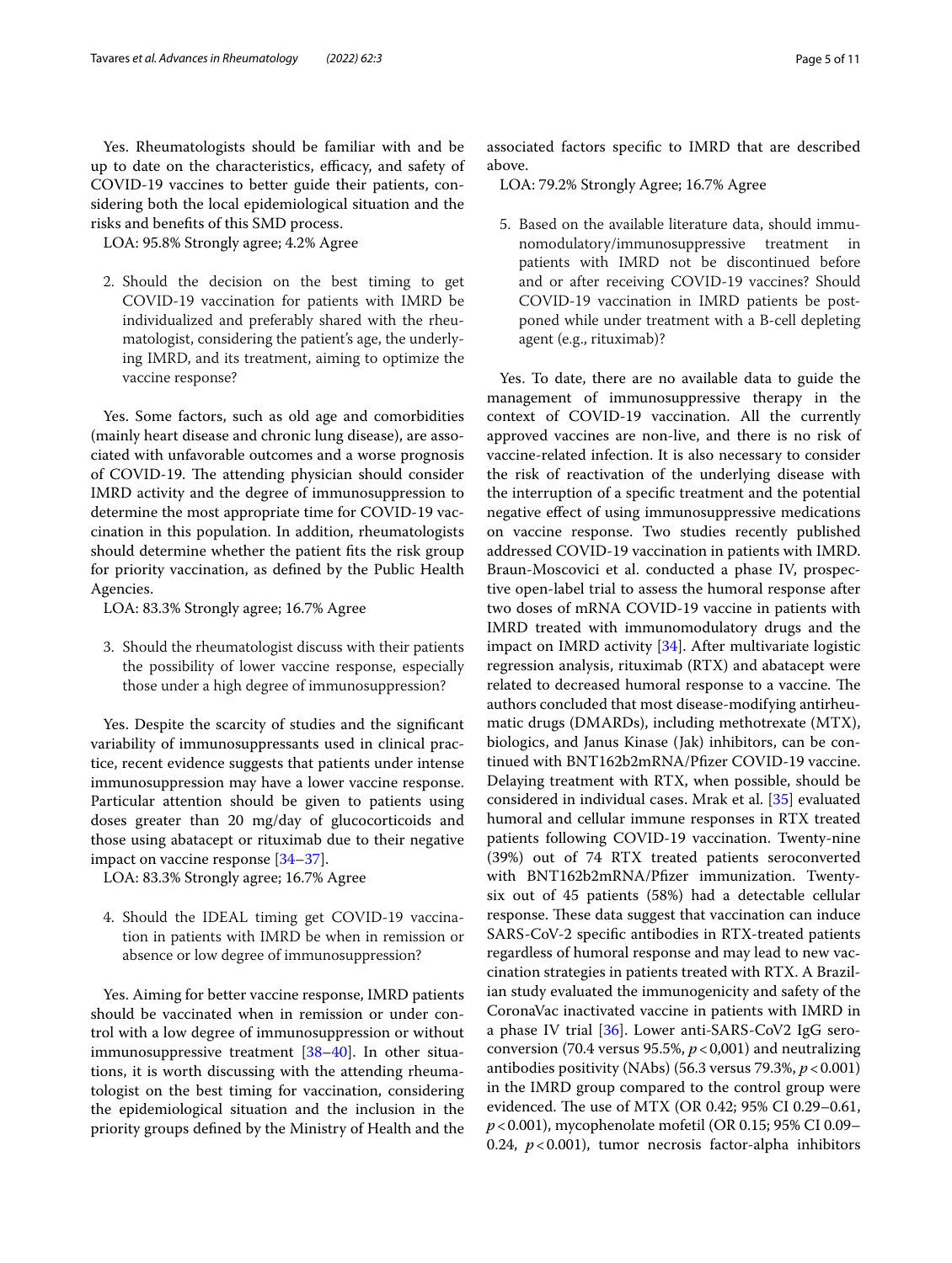Yes. Rheumatologists should be familiar with and be up to date on the characteristics, efficacy, and safety of COVID-19 vaccines to better guide their patients, considering both the local epidemiological situation and the risks and benefits of this SMD process.

LOA: 95.8% Strongly agree; 4.2% Agree

2. Should the decision on the best timing to get COVID-19 vaccination for patients with IMRD be individualized and preferably shared with the rheumatologist, considering the patient's age, the underlying IMRD, and its treatment, aiming to optimize the vaccine response?

Yes. Some factors, such as old age and comorbidities (mainly heart disease and chronic lung disease), are associated with unfavorable outcomes and a worse prognosis of COVID-19. The attending physician should consider IMRD activity and the degree of immunosuppression to determine the most appropriate time for COVID-19 vaccination in this population. In addition, rheumatologists should determine whether the patient fits the risk group for priority vaccination, as defined by the Public Health Agencies.

LOA: 83.3% Strongly agree; 16.7% Agree

3. Should the rheumatologist discuss with their patients the possibility of lower vaccine response, especially those under a high degree of immunosuppression?

Yes. Despite the scarcity of studies and the significant variability of immunosuppressants used in clinical practice, recent evidence suggests that patients under intense immunosuppression may have a lower vaccine response. Particular attention should be given to patients using doses greater than 20 mg/day of glucocorticoids and those using abatacept or rituximab due to their negative impact on vaccine response [34–37].

LOA: 83.3% Strongly agree; 16.7% Agree

4. Should the IDEAL timing get COVID-19 vaccination in patients with IMRD be when in remission or absence or low degree of immunosuppression?

Yes. Aiming for better vaccine response, IMRD patients should be vaccinated when in remission or under control with a low degree of immunosuppression or without immunosuppressive treatment [38–40]. In other situations, it is worth discussing with the attending rheumatologist on the best timing for vaccination, considering the epidemiological situation and the inclusion in the priority groups defined by the Ministry of Health and the associated factors specific to IMRD that are described above.

LOA: 79.2% Strongly Agree; 16.7% Agree

5. Based on the available literature data, should immunomodulatory/immunosuppressive treatment in patients with IMRD not be discontinued before and or after receiving COVID-19 vaccines? Should COVID-19 vaccination in IMRD patients be postponed while under treatment with a B-cell depleting agent (e.g., rituximab)?

Yes. To date, there are no available data to guide the management of immunosuppressive therapy in the context of COVID-19 vaccination. All the currently approved vaccines are non-live, and there is no risk of vaccine-related infection. It is also necessary to consider the risk of reactivation of the underlying disease with the interruption of a specific treatment and the potential negative effect of using immunosuppressive medications on vaccine response. Two studies recently published addressed COVID-19 vaccination in patients with IMRD. Braun-Moscovici et al. conducted a phase IV, prospective open-label trial to assess the humoral response after two doses of mRNA COVID-19 vaccine in patients with IMRD treated with immunomodulatory drugs and the impact on IMRD activity [34]. After multivariate logistic regression analysis, rituximab (RTX) and abatacept were related to decreased humoral response to a vaccine. The authors concluded that most disease-modifying antirheumatic drugs (DMARDs), including methotrexate (MTX), biologics, and Janus Kinase (Jak) inhibitors, can be continued with BNT162b2mRNA/Pfizer COVID-19 vaccine. Delaying treatment with RTX, when possible, should be considered in individual cases. Mrak et al. [35] evaluated humoral and cellular immune responses in RTX treated patients following COVID-19 vaccination. Twenty-nine (39%) out of 74 RTX treated patients seroconverted with BNT162b2mRNA/Pfizer immunization. Twenty-six out of 45 patients (58%) had a detectable cellular response. These data suggest that vaccination can induce SARS-CoV-2 specific antibodies in RTX-treated patients regardless of humoral response and may lead to new vaccination strategies in patients treated with RTX. A Brazilian study evaluated the immunogenicity and safety of the CoronaVac inactivated vaccine in patients with IMRD in a phase IV trial [36]. Lower anti-SARS-CoV2 IgG seroconversion (70.4 versus 95.5%, $p < 0{,}001$) and neutralizing antibodies positivity (NAbs) (56.3 versus 79.3%, $p < 0.001$) in the IMRD group compared to the control group were evidenced. The use of MTX (OR 0.42; 95% CI 0.29–0.61, $p < 0.001$), mycophenolate mofetil (OR 0.15; 95% CI 0.09–0.24, $p < 0.001$), tumor necrosis factor-alpha inhibitors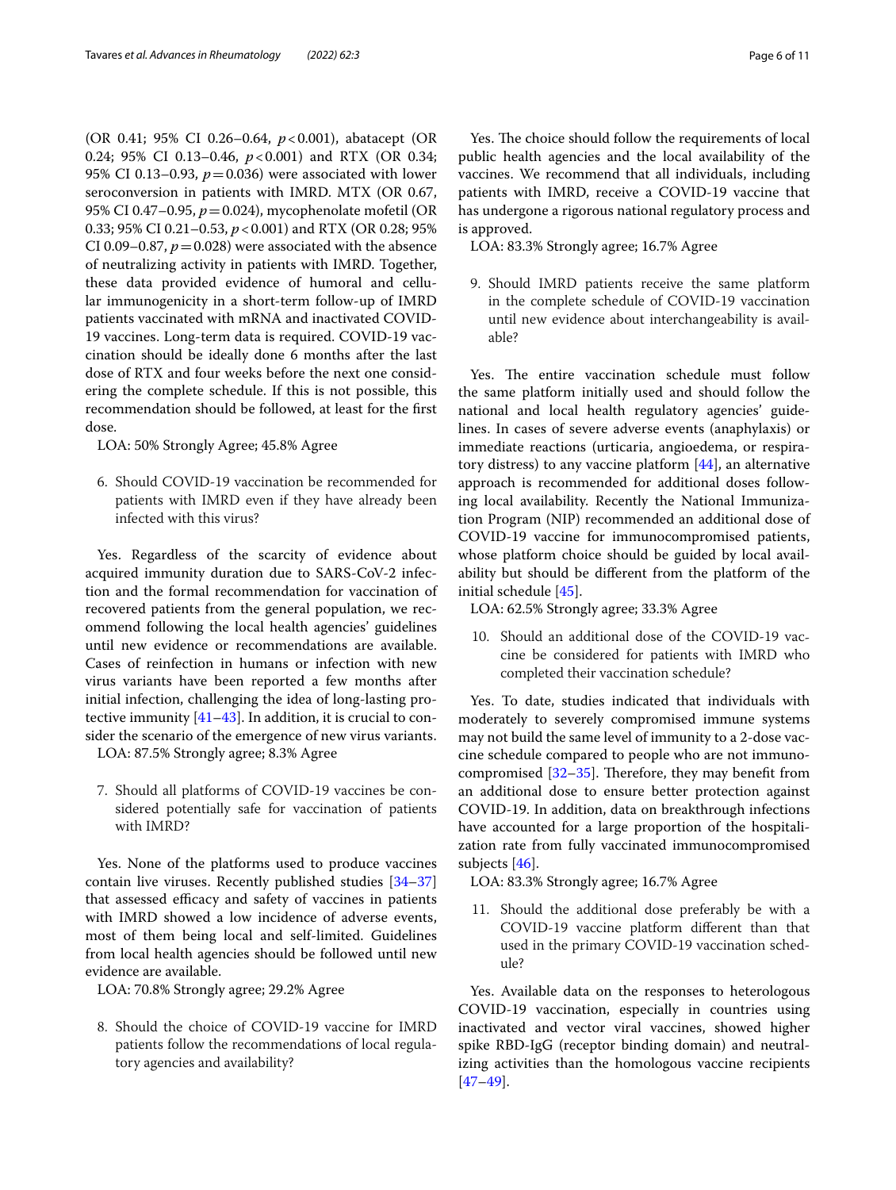(OR 0.41; 95% CI 0.26–0.64, $p<0.001$), abatacept (OR 0.24; 95% CI 0.13–0.46, $p<0.001$) and RTX (OR 0.34; 95% CI 0.13–0.93, $p=0.036$) were associated with lower seroconversion in patients with IMRD. MTX (OR 0.67, 95% CI 0.47–0.95, $p=0.024$), mycophenolate mofetil (OR 0.33; 95% CI 0.21–0.53, $p<0.001$) and RTX (OR 0.28; 95% CI 0.09–0.87, $p=0.028$) were associated with the absence of neutralizing activity in patients with IMRD. Together, these data provided evidence of humoral and cellular immunogenicity in a short-term follow-up of IMRD patients vaccinated with mRNA and inactivated COVID-19 vaccines. Long-term data is required. COVID-19 vaccination should be ideally done 6 months after the last dose of RTX and four weeks before the next one considering the complete schedule. If this is not possible, this recommendation should be followed, at least for the first dose.

LOA: 50% Strongly Agree; 45.8% Agree

6. Should COVID-19 vaccination be recommended for patients with IMRD even if they have already been infected with this virus?

Yes. Regardless of the scarcity of evidence about acquired immunity duration due to SARS-CoV-2 infection and the formal recommendation for vaccination of recovered patients from the general population, we recommend following the local health agencies' guidelines until new evidence or recommendations are available. Cases of reinfection in humans or infection with new virus variants have been reported a few months after initial infection, challenging the idea of long-lasting protective immunity [41–43]. In addition, it is crucial to consider the scenario of the emergence of new virus variants.

LOA: 87.5% Strongly agree; 8.3% Agree

7. Should all platforms of COVID-19 vaccines be considered potentially safe for vaccination of patients with IMRD?

Yes. None of the platforms used to produce vaccines contain live viruses. Recently published studies [34–37] that assessed efficacy and safety of vaccines in patients with IMRD showed a low incidence of adverse events, most of them being local and self-limited. Guidelines from local health agencies should be followed until new evidence are available.

LOA: 70.8% Strongly agree; 29.2% Agree

8. Should the choice of COVID-19 vaccine for IMRD patients follow the recommendations of local regulatory agencies and availability?

Yes. The choice should follow the requirements of local public health agencies and the local availability of the vaccines. We recommend that all individuals, including patients with IMRD, receive a COVID-19 vaccine that has undergone a rigorous national regulatory process and is approved.

LOA: 83.3% Strongly agree; 16.7% Agree

9. Should IMRD patients receive the same platform in the complete schedule of COVID-19 vaccination until new evidence about interchangeability is available?

Yes. The entire vaccination schedule must follow the same platform initially used and should follow the national and local health regulatory agencies' guidelines. In cases of severe adverse events (anaphylaxis) or immediate reactions (urticaria, angioedema, or respiratory distress) to any vaccine platform [44], an alternative approach is recommended for additional doses following local availability. Recently the National Immunization Program (NIP) recommended an additional dose of COVID-19 vaccine for immunocompromised patients, whose platform choice should be guided by local availability but should be different from the platform of the initial schedule [45].

LOA: 62.5% Strongly agree; 33.3% Agree

10. Should an additional dose of the COVID-19 vaccine be considered for patients with IMRD who completed their vaccination schedule?

Yes. To date, studies indicated that individuals with moderately to severely compromised immune systems may not build the same level of immunity to a 2-dose vaccine schedule compared to people who are not immunocompromised [32–35]. Therefore, they may benefit from an additional dose to ensure better protection against COVID-19. In addition, data on breakthrough infections have accounted for a large proportion of the hospitalization rate from fully vaccinated immunocompromised subjects [46].

LOA: 83.3% Strongly agree; 16.7% Agree

11. Should the additional dose preferably be with a COVID-19 vaccine platform different than that used in the primary COVID-19 vaccination schedule?

Yes. Available data on the responses to heterologous COVID-19 vaccination, especially in countries using inactivated and vector viral vaccines, showed higher spike RBD-IgG (receptor binding domain) and neutralizing activities than the homologous vaccine recipients [47–49].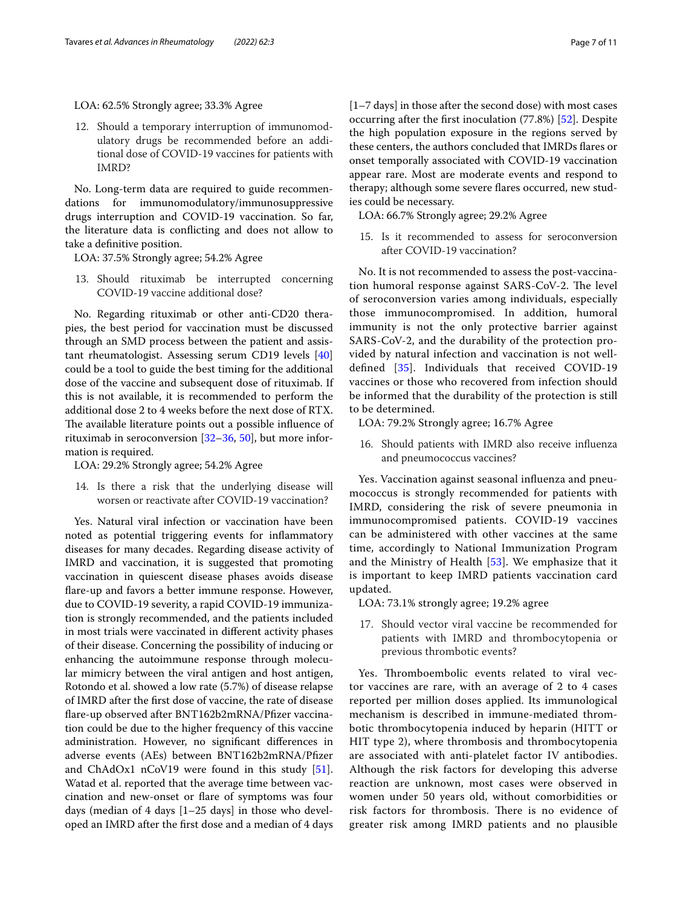LOA: 62.5% Strongly agree; 33.3% Agree

12. Should a temporary interruption of immunomodulatory drugs be recommended before an additional dose of COVID-19 vaccines for patients with IMRD?

No. Long-term data are required to guide recommendations for immunomodulatory/immunosuppressive drugs interruption and COVID-19 vaccination. So far, the literature data is conflicting and does not allow to take a definitive position.

LOA: 37.5% Strongly agree; 54.2% Agree

13. Should rituximab be interrupted concerning COVID-19 vaccine additional dose?

No. Regarding rituximab or other anti-CD20 therapies, the best period for vaccination must be discussed through an SMD process between the patient and assistant rheumatologist. Assessing serum CD19 levels [40] could be a tool to guide the best timing for the additional dose of the vaccine and subsequent dose of rituximab. If this is not available, it is recommended to perform the additional dose 2 to 4 weeks before the next dose of RTX. The available literature points out a possible influence of rituximab in seroconversion [32–36, 50], but more information is required.

LOA: 29.2% Strongly agree; 54.2% Agree

14. Is there a risk that the underlying disease will worsen or reactivate after COVID-19 vaccination?

Yes. Natural viral infection or vaccination have been noted as potential triggering events for inflammatory diseases for many decades. Regarding disease activity of IMRD and vaccination, it is suggested that promoting vaccination in quiescent disease phases avoids disease flare-up and favors a better immune response. However, due to COVID-19 severity, a rapid COVID-19 immunization is strongly recommended, and the patients included in most trials were vaccinated in different activity phases of their disease. Concerning the possibility of inducing or enhancing the autoimmune response through molecular mimicry between the viral antigen and host antigen, Rotondo et al. showed a low rate (5.7%) of disease relapse of IMRD after the first dose of vaccine, the rate of disease flare-up observed after BNT162b2mRNA/Pfizer vaccination could be due to the higher frequency of this vaccine administration. However, no significant differences in adverse events (AEs) between BNT162b2mRNA/Pfizer and ChAdOx1 nCoV19 were found in this study [51]. Watad et al. reported that the average time between vaccination and new-onset or flare of symptoms was four days (median of 4 days [1–25 days] in those who developed an IMRD after the first dose and a median of 4 days [1–7 days] in those after the second dose) with most cases occurring after the first inoculation (77.8%) [52]. Despite the high population exposure in the regions served by these centers, the authors concluded that IMRDs flares or onset temporally associated with COVID-19 vaccination appear rare. Most are moderate events and respond to therapy; although some severe flares occurred, new studies could be necessary.

LOA: 66.7% Strongly agree; 29.2% Agree

15. Is it recommended to assess for seroconversion after COVID-19 vaccination?

No. It is not recommended to assess the post-vaccination humoral response against SARS-CoV-2. The level of seroconversion varies among individuals, especially those immunocompromised. In addition, humoral immunity is not the only protective barrier against SARS-CoV-2, and the durability of the protection provided by natural infection and vaccination is not well-defined [35]. Individuals that received COVID-19 vaccines or those who recovered from infection should be informed that the durability of the protection is still to be determined.

LOA: 79.2% Strongly agree; 16.7% Agree

16. Should patients with IMRD also receive influenza and pneumococcus vaccines?

Yes. Vaccination against seasonal influenza and pneumococcus is strongly recommended for patients with IMRD, considering the risk of severe pneumonia in immunocompromised patients. COVID-19 vaccines can be administered with other vaccines at the same time, accordingly to National Immunization Program and the Ministry of Health [53]. We emphasize that it is important to keep IMRD patients vaccination card updated.

LOA: 73.1% strongly agree; 19.2% agree

17. Should vector viral vaccine be recommended for patients with IMRD and thrombocytopenia or previous thrombotic events?

Yes. Thromboembolic events related to viral vector vaccines are rare, with an average of 2 to 4 cases reported per million doses applied. Its immunological mechanism is described in immune-mediated thrombotic thrombocytopenia induced by heparin (HITT or HIT type 2), where thrombosis and thrombocytopenia are associated with anti-platelet factor IV antibodies. Although the risk factors for developing this adverse reaction are unknown, most cases were observed in women under 50 years old, without comorbidities or risk factors for thrombosis. There is no evidence of greater risk among IMRD patients and no plausible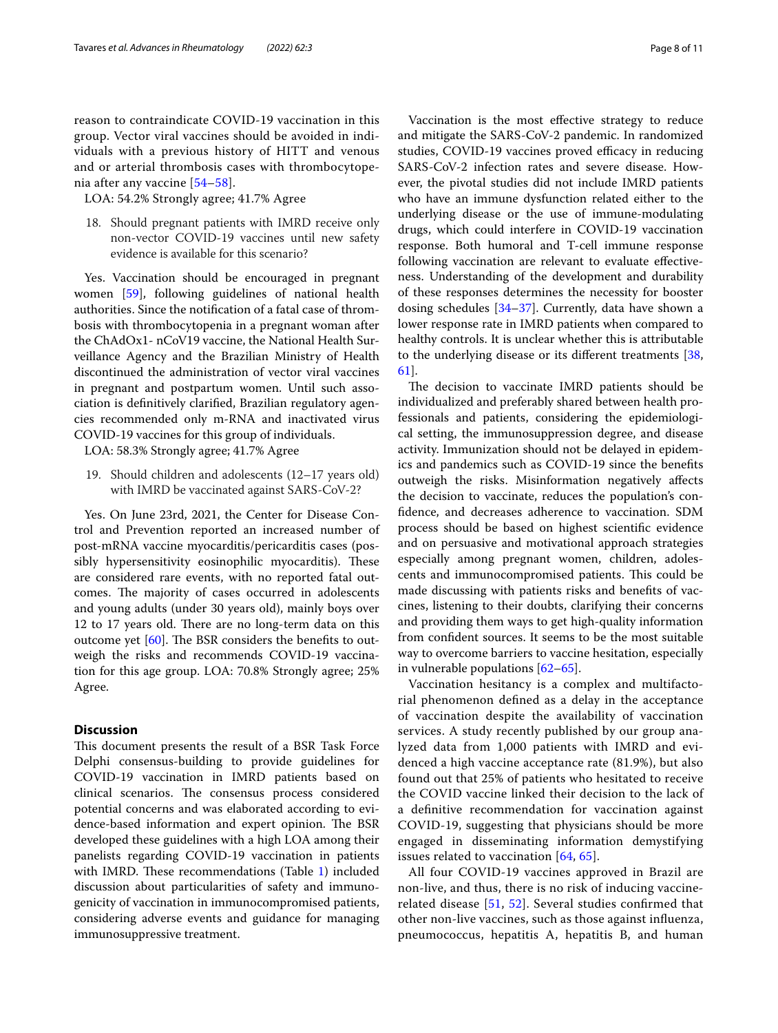reason to contraindicate COVID-19 vaccination in this group. Vector viral vaccines should be avoided in individuals with a previous history of HITT and venous and or arterial thrombosis cases with thrombocytopenia after any vaccine [54–58].

LOA: 54.2% Strongly agree; 41.7% Agree

18. Should pregnant patients with IMRD receive only non-vector COVID-19 vaccines until new safety evidence is available for this scenario?

Yes. Vaccination should be encouraged in pregnant women [59], following guidelines of national health authorities. Since the notification of a fatal case of thrombosis with thrombocytopenia in a pregnant woman after the ChAdOx1- nCoV19 vaccine, the National Health Surveillance Agency and the Brazilian Ministry of Health discontinued the administration of vector viral vaccines in pregnant and postpartum women. Until such association is definitively clarified, Brazilian regulatory agencies recommended only m-RNA and inactivated virus COVID-19 vaccines for this group of individuals.

LOA: 58.3% Strongly agree; 41.7% Agree

19. Should children and adolescents (12–17 years old) with IMRD be vaccinated against SARS-CoV-2?

Yes. On June 23rd, 2021, the Center for Disease Control and Prevention reported an increased number of post-mRNA vaccine myocarditis/pericarditis cases (possibly hypersensitivity eosinophilic myocarditis). These are considered rare events, with no reported fatal outcomes. The majority of cases occurred in adolescents and young adults (under 30 years old), mainly boys over 12 to 17 years old. There are no long-term data on this outcome yet [60]. The BSR considers the benefits to outweigh the risks and recommends COVID-19 vaccination for this age group. LOA: 70.8% Strongly agree; 25% Agree.

## Discussion

This document presents the result of a BSR Task Force Delphi consensus-building to provide guidelines for COVID-19 vaccination in IMRD patients based on clinical scenarios. The consensus process considered potential concerns and was elaborated according to evidence-based information and expert opinion. The BSR developed these guidelines with a high LOA among their panelists regarding COVID-19 vaccination in patients with IMRD. These recommendations (Table 1) included discussion about particularities of safety and immunogenicity of vaccination in immunocompromised patients, considering adverse events and guidance for managing immunosuppressive treatment.

Vaccination is the most effective strategy to reduce and mitigate the SARS-CoV-2 pandemic. In randomized studies, COVID-19 vaccines proved efficacy in reducing SARS-CoV-2 infection rates and severe disease. However, the pivotal studies did not include IMRD patients who have an immune dysfunction related either to the underlying disease or the use of immune-modulating drugs, which could interfere in COVID-19 vaccination response. Both humoral and T-cell immune response following vaccination are relevant to evaluate effectiveness. Understanding of the development and durability of these responses determines the necessity for booster dosing schedules [34–37]. Currently, data have shown a lower response rate in IMRD patients when compared to healthy controls. It is unclear whether this is attributable to the underlying disease or its different treatments [38, 61].

The decision to vaccinate IMRD patients should be individualized and preferably shared between health professionals and patients, considering the epidemiological setting, the immunosuppression degree, and disease activity. Immunization should not be delayed in epidemics and pandemics such as COVID-19 since the benefits outweigh the risks. Misinformation negatively affects the decision to vaccinate, reduces the population's confidence, and decreases adherence to vaccination. SDM process should be based on highest scientific evidence and on persuasive and motivational approach strategies especially among pregnant women, children, adolescents and immunocompromised patients. This could be made discussing with patients risks and benefits of vaccines, listening to their doubts, clarifying their concerns and providing them ways to get high-quality information from confident sources. It seems to be the most suitable way to overcome barriers to vaccine hesitation, especially in vulnerable populations [62–65].

Vaccination hesitancy is a complex and multifactorial phenomenon defined as a delay in the acceptance of vaccination despite the availability of vaccination services. A study recently published by our group analyzed data from 1,000 patients with IMRD and evidenced a high vaccine acceptance rate (81.9%), but also found out that 25% of patients who hesitated to receive the COVID vaccine linked their decision to the lack of a definitive recommendation for vaccination against COVID-19, suggesting that physicians should be more engaged in disseminating information demystifying issues related to vaccination [64, 65].

All four COVID-19 vaccines approved in Brazil are non-live, and thus, there is no risk of inducing vaccine-related disease [51, 52]. Several studies confirmed that other non-live vaccines, such as those against influenza, pneumococcus, hepatitis A, hepatitis B, and human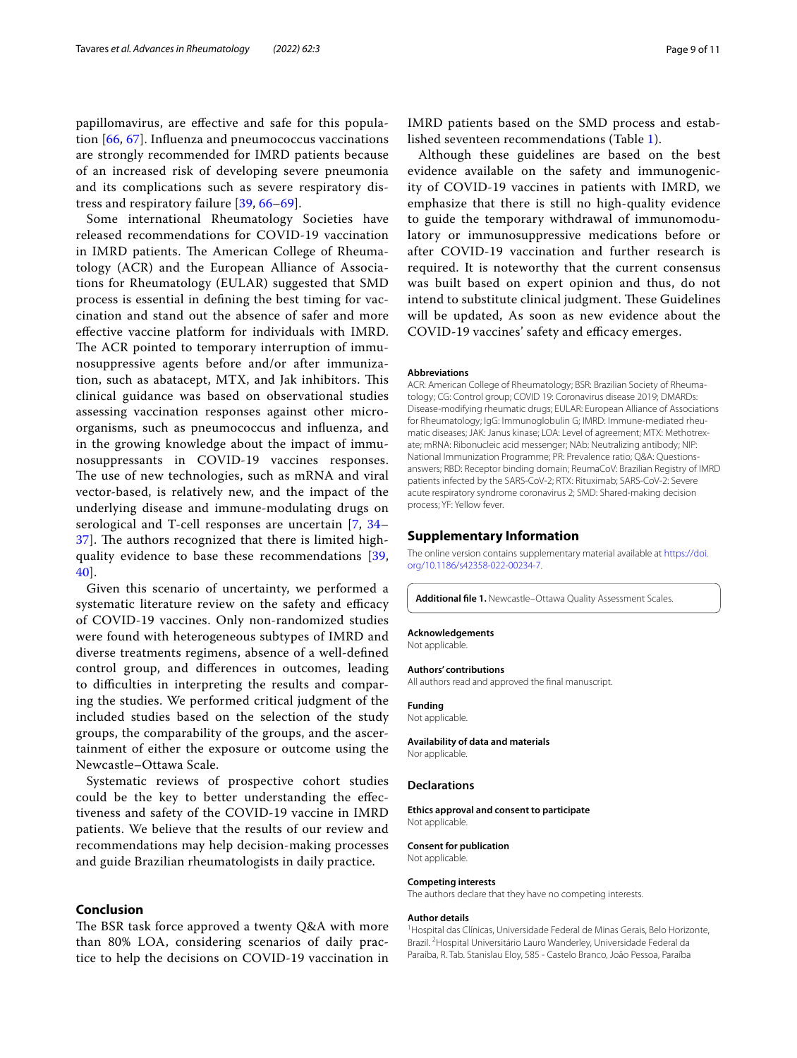papillomavirus, are effective and safe for this population [66, 67]. Influenza and pneumococcus vaccinations are strongly recommended for IMRD patients because of an increased risk of developing severe pneumonia and its complications such as severe respiratory distress and respiratory failure [39, 66–69].

Some international Rheumatology Societies have released recommendations for COVID-19 vaccination in IMRD patients. The American College of Rheumatology (ACR) and the European Alliance of Associations for Rheumatology (EULAR) suggested that SMD process is essential in defining the best timing for vaccination and stand out the absence of safer and more effective vaccine platform for individuals with IMRD. The ACR pointed to temporary interruption of immunosuppressive agents before and/or after immunization, such as abatacept, MTX, and Jak inhibitors. This clinical guidance was based on observational studies assessing vaccination responses against other microorganisms, such as pneumococcus and influenza, and in the growing knowledge about the impact of immunosuppressants in COVID-19 vaccines responses. The use of new technologies, such as mRNA and viral vector-based, is relatively new, and the impact of the underlying disease and immune-modulating drugs on serological and T-cell responses are uncertain [7, 34–37]. The authors recognized that there is limited high-quality evidence to base these recommendations [39, 40].

Given this scenario of uncertainty, we performed a systematic literature review on the safety and efficacy of COVID-19 vaccines. Only non-randomized studies were found with heterogeneous subtypes of IMRD and diverse treatments regimens, absence of a well-defined control group, and differences in outcomes, leading to difficulties in interpreting the results and comparing the studies. We performed critical judgment of the included studies based on the selection of the study groups, the comparability of the groups, and the ascertainment of either the exposure or outcome using the Newcastle–Ottawa Scale.

Systematic reviews of prospective cohort studies could be the key to better understanding the effectiveness and safety of the COVID-19 vaccine in IMRD patients. We believe that the results of our review and recommendations may help decision-making processes and guide Brazilian rheumatologists in daily practice.

## Conclusion

The BSR task force approved a twenty Q&A with more than 80% LOA, considering scenarios of daily practice to help the decisions on COVID-19 vaccination in IMRD patients based on the SMD process and established seventeen recommendations (Table 1).

Although these guidelines are based on the best evidence available on the safety and immunogenicity of COVID-19 vaccines in patients with IMRD, we emphasize that there is still no high-quality evidence to guide the temporary withdrawal of immunomodulatory or immunosuppressive medications before or after COVID-19 vaccination and further research is required. It is noteworthy that the current consensus was built based on expert opinion and thus, do not intend to substitute clinical judgment. These Guidelines will be updated, As soon as new evidence about the COVID-19 vaccines' safety and efficacy emerges.

### Abbreviations

ACR: American College of Rheumatology; BSR: Brazilian Society of Rheumatology; CG: Control group; COVID 19: Coronavirus disease 2019; DMARDs: Disease-modifying rheumatic drugs; EULAR: European Alliance of Associations for Rheumatology; IgG: Immunoglobulin G; IMRD: Immune-mediated rheumatic diseases; JAK: Janus kinase; LOA: Level of agreement; MTX: Methotrexate; mRNA: Ribonucleic acid messenger; NAb: Neutralizing antibody; NIP: National Immunization Programme; PR: Prevalence ratio; Q&A: Questions-answers; RBD: Receptor binding domain; ReumaCoV: Brazilian Registry of IMRD patients infected by the SARS-CoV-2; RTX: Rituximab; SARS-CoV-2: Severe acute respiratory syndrome coronavirus 2; SMD: Shared-making decision process; YF: Yellow fever.

## Supplementary Information

The online version contains supplementary material available at https://doi.org/10.1186/s42358-022-00234-7.

**Additional file 1.** Newcastle–Ottawa Quality Assessment Scales.

### Acknowledgements

Not applicable.

### Authors' contributions

All authors read and approved the final manuscript.

### Funding

Not applicable.

### Availability of data and materials

Nor applicable.

## Declarations

### Ethics approval and consent to participate

Not applicable.

### Consent for publication

Not applicable.

### Competing interests

The authors declare that they have no competing interests.

### Author details

[1]Hospital das Clínicas, Universidade Federal de Minas Gerais, Belo Horizonte, Brazil. [2]Hospital Universitário Lauro Wanderley, Universidade Federal da Paraíba, R. Tab. Stanislau Eloy, 585 - Castelo Branco, João Pessoa, Paraíba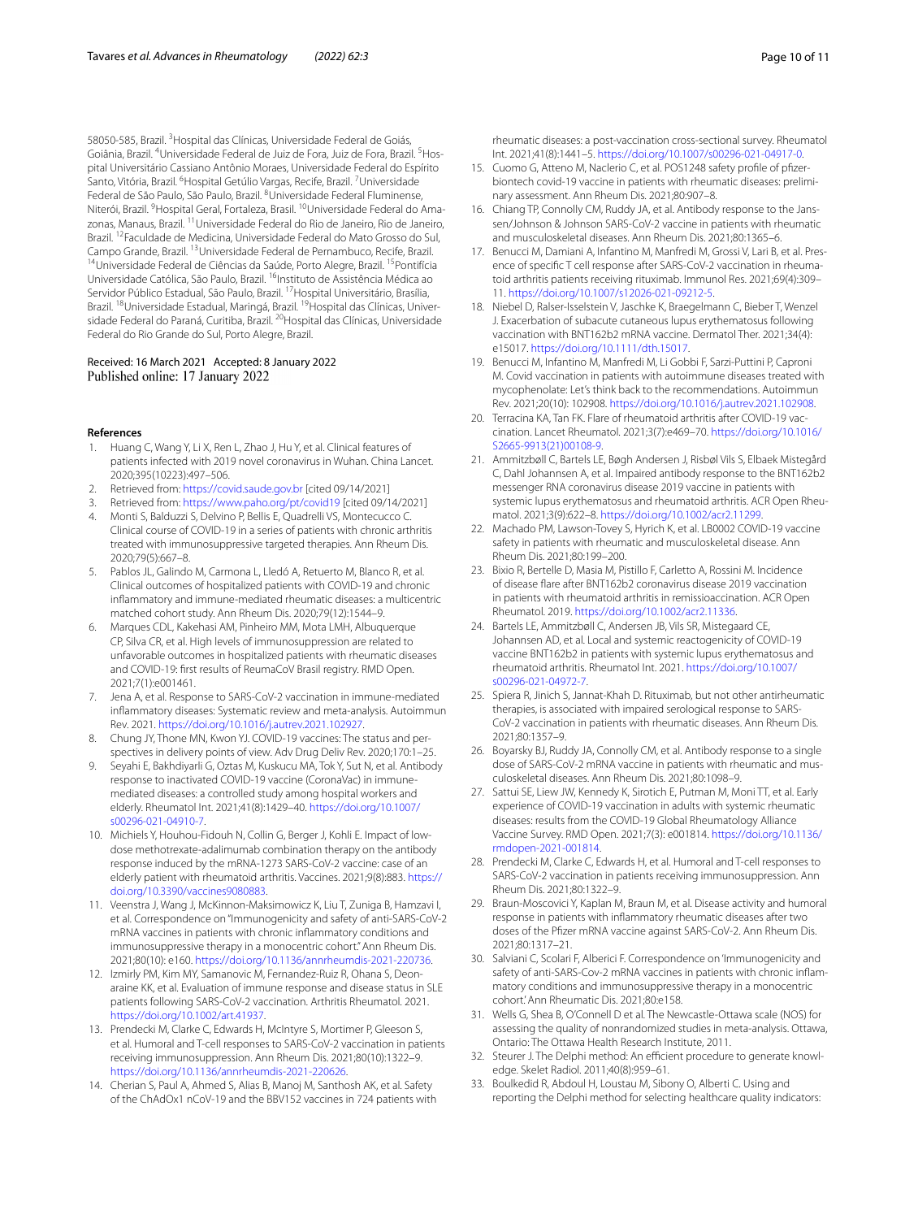58050-585, Brazil. [3]Hospital das Clínicas, Universidade Federal de Goiás, Goiânia, Brazil. [4]Universidade Federal de Juiz de Fora, Juiz de Fora, Brazil. [5]Hospital Universitário Cassiano Antônio Moraes, Universidade Federal do Espírito Santo, Vitória, Brazil. [6]Hospital Getúlio Vargas, Recife, Brazil. [7]Universidade Federal de São Paulo, São Paulo, Brazil. [8]Universidade Federal Fluminense, Niterói, Brazil. [9]Hospital Geral, Fortaleza, Brasil. [10]Universidade Federal do Amazonas, Manaus, Brazil. [11]Universidade Federal do Rio de Janeiro, Rio de Janeiro, Brazil. [12]Faculdade de Medicina, Universidade Federal do Mato Grosso do Sul, Campo Grande, Brazil. [13]Universidade Federal de Pernambuco, Recife, Brazil. [14]Universidade Federal de Ciências da Saúde, Porto Alegre, Brazil. [15]Pontifícia Universidade Católica, São Paulo, Brazil. [16]Instituto de Assistência Médica ao Servidor Público Estadual, São Paulo, Brazil. [17]Hospital Universitário, Brasília, Brazil. [18]Universidade Estadual, Maringá, Brazil. [19]Hospital das Clínicas, Universidade Federal do Paraná, Curitiba, Brazil. [20]Hospital das Clínicas, Universidade Federal do Rio Grande do Sul, Porto Alegre, Brazil.

Received: 16 March 2021 Accepted: 8 January 2022
Published online: 17 January 2022

## References

1. Huang C, Wang Y, Li X, Ren L, Zhao J, Hu Y, et al. Clinical features of patients infected with 2019 novel coronavirus in Wuhan. China Lancet. 2020;395(10223):497–506.
2. Retrieved from: https://covid.saude.gov.br [cited 09/14/2021]
3. Retrieved from: https://www.paho.org/pt/covid19 [cited 09/14/2021]
4. Monti S, Balduzzi S, Delvino P, Bellis E, Quadrelli VS, Montecucco C. Clinical course of COVID-19 in a series of patients with chronic arthritis treated with immunosuppressive targeted therapies. Ann Rheum Dis. 2020;79(5):667–8.
5. Pablos JL, Galindo M, Carmona L, Lledó A, Retuerto M, Blanco R, et al. Clinical outcomes of hospitalized patients with COVID-19 and chronic inflammatory and immune-mediated rheumatic diseases: a multicentric matched cohort study. Ann Rheum Dis. 2020;79(12):1544–9.
6. Marques CDL, Kakehasi AM, Pinheiro MM, Mota LMH, Albuquerque CP, Silva CR, et al. High levels of immunosuppression are related to unfavorable outcomes in hospitalized patients with rheumatic diseases and COVID-19: first results of ReumaCoV Brasil registry. RMD Open. 2021;7(1):e001461.
7. Jena A, et al. Response to SARS-CoV-2 vaccination in immune-mediated inflammatory diseases: Systematic review and meta-analysis. Autoimmun Rev. 2021. https://doi.org/10.1016/j.autrev.2021.102927.
8. Chung JY, Thone MN, Kwon YJ. COVID-19 vaccines: The status and perspectives in delivery points of view. Adv Drug Deliv Rev. 2020;170:1–25.
9. Seyahi E, Bakhdiyarli G, Oztas M, Kuskucu MA, Tok Y, Sut N, et al. Antibody response to inactivated COVID-19 vaccine (CoronaVac) in immune-mediated diseases: a controlled study among hospital workers and elderly. Rheumatol Int. 2021;41(8):1429–40. https://doi.org/10.1007/s00296-021-04910-7.
10. Michiels Y, Houhou-Fidouh N, Collin G, Berger J, Kohli E. Impact of low-dose methotrexate-adalimumab combination therapy on the antibody response induced by the mRNA-1273 SARS-CoV-2 vaccine: case of an elderly patient with rheumatoid arthritis. Vaccines. 2021;9(8):883. https://doi.org/10.3390/vaccines9080883.
11. Veenstra J, Wang J, McKinnon-Maksimowicz K, Liu T, Zuniga B, Hamzavi I, et al. Correspondence on "Immunogenicity and safety of anti-SARS-CoV-2 mRNA vaccines in patients with chronic inflammatory conditions and immunosuppressive therapy in a monocentric cohort." Ann Rheum Dis. 2021;80(10): e160. https://doi.org/10.1136/annrheumdis-2021-220736.
12. Izmirly PM, Kim MY, Samanovic M, Fernandez-Ruiz R, Ohana S, Deonaraine KK, et al. Evaluation of immune response and disease status in SLE patients following SARS-CoV-2 vaccination. Arthritis Rheumatol. 2021. https://doi.org/10.1002/art.41937.
13. Prendecki M, Clarke C, Edwards H, McIntyre S, Mortimer P, Gleeson S, et al. Humoral and T-cell responses to SARS-CoV-2 vaccination in patients receiving immunosuppression. Ann Rheum Dis. 2021;80(10):1322–9. https://doi.org/10.1136/annrheumdis-2021-220626.
14. Cherian S, Paul A, Ahmed S, Alias B, Manoj M, Santhosh AK, et al. Safety of the ChAdOx1 nCoV-19 and the BBV152 vaccines in 724 patients with rheumatic diseases: a post-vaccination cross-sectional survey. Rheumatol Int. 2021;41(8):1441–5. https://doi.org/10.1007/s00296-021-04917-0.
15. Cuomo G, Atteno M, Naclerio C, et al. POS1248 safety profile of pfizer-biontech covid-19 vaccine in patients with rheumatic diseases: preliminary assessment. Ann Rheum Dis. 2021;80:907–8.
16. Chiang TP, Connolly CM, Ruddy JA, et al. Antibody response to the Janssen/Johnson & Johnson SARS-CoV-2 vaccine in patients with rheumatic and musculoskeletal diseases. Ann Rheum Dis. 2021;80:1365–6.
17. Benucci M, Damiani A, Infantino M, Manfredi M, Grossi V, Lari B, et al. Presence of specific T cell response after SARS-CoV-2 vaccination in rheumatoid arthritis patients receiving rituximab. Immunol Res. 2021;69(4):309–11. https://doi.org/10.1007/s12026-021-09212-5.
18. Niebel D, Ralser-Isselstein V, Jaschke K, Braegelmann C, Bieber T, Wenzel J. Exacerbation of subacute cutaneous lupus erythematosus following vaccination with BNT162b2 mRNA vaccine. Dermatol Ther. 2021;34(4): e15017. https://doi.org/10.1111/dth.15017.
19. Benucci M, Infantino M, Manfredi M, Li Gobbi F, Sarzi-Puttini P, Caproni M. Covid vaccination in patients with autoimmune diseases treated with mycophenolate: Let's think back to the recommendations. Autoimmun Rev. 2021;20(10): 102908. https://doi.org/10.1016/j.autrev.2021.102908.
20. Terracina KA, Tan FK. Flare of rheumatoid arthritis after COVID-19 vaccination. Lancet Rheumatol. 2021;3(7):e469–70. https://doi.org/10.1016/S2665-9913(21)00108-9.
21. Ammitzbøll C, Bartels LE, Bøgh Andersen J, Risbøl Vils S, Elbaek Mistegård C, Dahl Johannsen A, et al. Impaired antibody response to the BNT162b2 messenger RNA coronavirus disease 2019 vaccine in patients with systemic lupus erythematosus and rheumatoid arthritis. ACR Open Rheumatol. 2021;3(9):622–8. https://doi.org/10.1002/acr2.11299.
22. Machado PM, Lawson-Tovey S, Hyrich K, et al. LB0002 COVID-19 vaccine safety in patients with rheumatic and musculoskeletal disease. Ann Rheum Dis. 2021;80:199–200.
23. Bixio R, Bertelle D, Masia M, Pistillo F, Carletto A, Rossini M. Incidence of disease flare after BNT162b2 coronavirus disease 2019 vaccination in patients with rheumatoid arthritis in remissioaccination. ACR Open Rheumatol. 2019. https://doi.org/10.1002/acr2.11336.
24. Bartels LE, Ammitzbøll C, Andersen JB, Vils SR, Mistegaard CE, Johannsen AD, et al. Local and systemic reactogenicity of COVID-19 vaccine BNT162b2 in patients with systemic lupus erythematosus and rheumatoid arthritis. Rheumatol Int. 2021. https://doi.org/10.1007/s00296-021-04972-7.
25. Spiera R, Jinich S, Jannat-Khah D. Rituximab, but not other antirheumatic therapies, is associated with impaired serological response to SARS-CoV-2 vaccination in patients with rheumatic diseases. Ann Rheum Dis. 2021;80:1357–9.
26. Boyarsky BJ, Ruddy JA, Connolly CM, et al. Antibody response to a single dose of SARS-CoV-2 mRNA vaccine in patients with rheumatic and musculoskeletal diseases. Ann Rheum Dis. 2021;80:1098–9.
27. Sattui SE, Liew JW, Kennedy K, Sirotich E, Putman M, Moni TT, et al. Early experience of COVID-19 vaccination in adults with systemic rheumatic diseases: results from the COVID-19 Global Rheumatology Alliance Vaccine Survey. RMD Open. 2021;7(3): e001814. https://doi.org/10.1136/rmdopen-2021-001814.
28. Prendecki M, Clarke C, Edwards H, et al. Humoral and T-cell responses to SARS-CoV-2 vaccination in patients receiving immunosuppression. Ann Rheum Dis. 2021;80:1322–9.
29. Braun-Moscovici Y, Kaplan M, Braun M, et al. Disease activity and humoral response in patients with inflammatory rheumatic diseases after two doses of the Pfizer mRNA vaccine against SARS-CoV-2. Ann Rheum Dis. 2021;80:1317–21.
30. Salviani C, Scolari F, Alberici F. Correspondence on 'Immunogenicity and safety of anti-SARS-Cov-2 mRNA vaccines in patients with chronic inflammatory conditions and immunosuppressive therapy in a monocentric cohort.' Ann Rheumatic Dis. 2021;80:e158.
31. Wells G, Shea B, O'Connell D et al. The Newcastle-Ottawa scale (NOS) for assessing the quality of nonrandomized studies in meta-analysis. Ottawa, Ontario: The Ottawa Health Research Institute, 2011.
32. Steurer J. The Delphi method: An efficient procedure to generate knowledge. Skelet Radiol. 2011;40(8):959–61.
33. Boulkedid R, Abdoul H, Loustau M, Sibony O, Alberti C. Using and reporting the Delphi method for selecting healthcare quality indicators: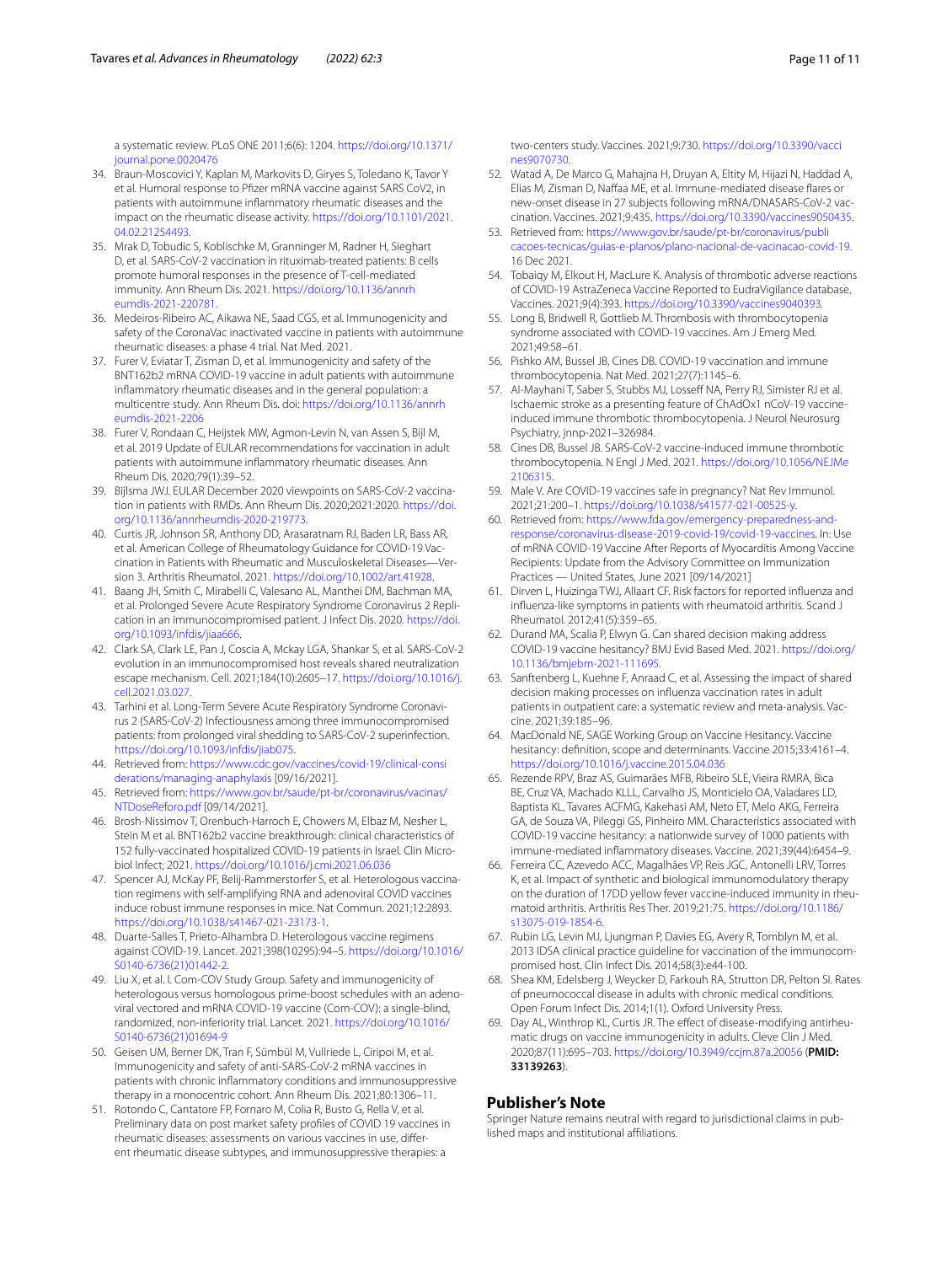a systematic review. PLoS ONE 2011;6(6): 1204. https://doi.org/10.1371/journal.pone.0020476

34. Braun-Moscovici Y, Kaplan M, Markovits D, Giryes S, Toledano K, Tavor Y et al. Humoral response to Pfizer mRNA vaccine against SARS CoV2, in patients with autoimmune inflammatory rheumatic diseases and the impact on the rheumatic disease activity. https://doi.org/10.1101/2021.04.02.21254493.
35. Mrak D, Tobudic S, Koblischke M, Granninger M, Radner H, Sieghart D, et al. SARS-CoV-2 vaccination in rituximab-treated patients: B cells promote humoral responses in the presence of T-cell-mediated immunity. Ann Rheum Dis. 2021. https://doi.org/10.1136/annrheumdis-2021-220781.
36. Medeiros-Ribeiro AC, Aikawa NE, Saad CGS, et al. Immunogenicity and safety of the CoronaVac inactivated vaccine in patients with autoimmune rheumatic diseases: a phase 4 trial. Nat Med. 2021.
37. Furer V, Eviatar T, Zisman D, et al. Immunogenicity and safety of the BNT162b2 mRNA COVID-19 vaccine in adult patients with autoimmune inflammatory rheumatic diseases and in the general population: a multicentre study. Ann Rheum Dis. doi: https://doi.org/10.1136/annrheumdis-2021-2206
38. Furer V, Rondaan C, Heijstek MW, Agmon-Levin N, van Assen S, Bijl M, et al. 2019 Update of EULAR recommendations for vaccination in adult patients with autoimmune inflammatory rheumatic diseases. Ann Rheum Dis. 2020;79(1):39–52.
39. Bijlsma JWJ. EULAR December 2020 viewpoints on SARS-CoV-2 vaccination in patients with RMDs. Ann Rheum Dis. 2020;2021:2020. https://doi.org/10.1136/annrheumdis-2020-219773.
40. Curtis JR, Johnson SR, Anthony DD, Arasaratnam RJ, Baden LR, Bass AR, et al. American College of Rheumatology Guidance for COVID-19 Vaccination in Patients with Rheumatic and Musculoskeletal Diseases—Version 3. Arthritis Rheumatol. 2021. https://doi.org/10.1002/art.41928.
41. Baang JH, Smith C, Mirabelli C, Valesano AL, Manthei DM, Bachman MA, et al. Prolonged Severe Acute Respiratory Syndrome Coronavirus 2 Replication in an immunocompromised patient. J Infect Dis. 2020. https://doi.org/10.1093/infdis/jiaa666.
42. Clark SA, Clark LE, Pan J, Coscia A, Mckay LGA, Shankar S, et al. SARS-CoV-2 evolution in an immunocompromised host reveals shared neutralization escape mechanism. Cell. 2021;184(10):2605–17. https://doi.org/10.1016/j.cell.2021.03.027.
43. Tarhini et al. Long-Term Severe Acute Respiratory Syndrome Coronavirus 2 (SARS-CoV-2) Infectiousness among three immunocompromised patients: from prolonged viral shedding to SARS-CoV-2 superinfection. https://doi.org/10.1093/infdis/jiab075.
44. Retrieved from: https://www.cdc.gov/vaccines/covid-19/clinical-considerations/managing-anaphylaxis [09/16/2021].
45. Retrieved from: https://www.gov.br/saude/pt-br/coronavirus/vacinas/NTDoseReforo.pdf [09/14/2021].
46. Brosh-Nissimov T, Orenbuch-Harroch E, Chowers M, Elbaz M, Nesher L, Stein M et al. BNT162b2 vaccine breakthrough: clinical characteristics of 152 fully-vaccinated hospitalized COVID-19 patients in Israel. Clin Microbiol Infect; 2021. https://doi.org/10.1016/j.cmi.2021.06.036
47. Spencer AJ, McKay PF, Belij-Rammerstorfer S, et al. Heterologous vaccination regimens with self-amplifying RNA and adenoviral COVID vaccines induce robust immune responses in mice. Nat Commun. 2021;12:2893. https://doi.org/10.1038/s41467-021-23173-1.
48. Duarte-Salles T, Prieto-Alhambra D. Heterologous vaccine regimens against COVID-19. Lancet. 2021;398(10295):94–5. https://doi.org/10.1016/S0140-6736(21)01442-2.
49. Liu X, et al. l. Com-COV Study Group. Safety and immunogenicity of heterologous versus homologous prime-boost schedules with an adenoviral vectored and mRNA COVID-19 vaccine (Com-COV): a single-blind, randomized, non-inferiority trial. Lancet. 2021. https://doi.org/10.1016/S0140-6736(21)01694-9
50. Geisen UM, Berner DK, Tran F, Sümbül M, Vullriede L, Ciripoi M, et al. Immunogenicity and safety of anti-SARS-CoV-2 mRNA vaccines in patients with chronic inflammatory conditions and immunosuppressive therapy in a monocentric cohort. Ann Rheum Dis. 2021;80:1306–11.
51. Rotondo C, Cantatore FP, Fornaro M, Colia R, Busto G, Rella V, et al. Preliminary data on post market safety profiles of COVID 19 vaccines in rheumatic diseases: assessments on various vaccines in use, different rheumatic disease subtypes, and immunosuppressive therapies: a two-centers study. Vaccines. 2021;9:730. https://doi.org/10.3390/vaccines9070730.
52. Watad A, De Marco G, Mahajna H, Druyan A, Eltity M, Hijazi N, Haddad A, Elias M, Zisman D, Naffaa ME, et al. Immune-mediated disease flares or new-onset disease in 27 subjects following mRNA/DNASARS-CoV-2 vaccination. Vaccines. 2021;9:435. https://doi.org/10.3390/vaccines9050435.
53. Retrieved from: https://www.gov.br/saude/pt-br/coronavirus/publicacoes-tecnicas/guias-e-planos/plano-nacional-de-vacinacao-covid-19. 16 Dec 2021.
54. Tobaiqy M, Elkout H, MacLure K. Analysis of thrombotic adverse reactions of COVID-19 AstraZeneca Vaccine Reported to EudraVigilance database. Vaccines. 2021;9(4):393. https://doi.org/10.3390/vaccines9040393.
55. Long B, Bridwell R, Gottlieb M. Thrombosis with thrombocytopenia syndrome associated with COVID-19 vaccines. Am J Emerg Med. 2021;49:58–61.
56. Pishko AM, Bussel JB, Cines DB. COVID-19 vaccination and immune thrombocytopenia. Nat Med. 2021;27(7):1145–6.
57. Al-Mayhani T, Saber S, Stubbs MJ, Losseff NA, Perry RJ, Simister RJ et al. Ischaemic stroke as a presenting feature of ChAdOx1 nCoV-19 vaccine-induced immune thrombotic thrombocytopenia. J Neurol Neurosurg Psychiatry, jnnp-2021–326984.
58. Cines DB, Bussel JB. SARS-CoV-2 vaccine-induced immune thrombotic thrombocytopenia. N Engl J Med. 2021. https://doi.org/10.1056/NEJMe2106315.
59. Male V. Are COVID-19 vaccines safe in pregnancy? Nat Rev Immunol. 2021;21:200–1. https://doi.org/10.1038/s41577-021-00525-y.
60. Retrieved from: https://www.fda.gov/emergency-preparedness-and-response/coronavirus-disease-2019-covid-19/covid-19-vaccines. In: Use of mRNA COVID-19 Vaccine After Reports of Myocarditis Among Vaccine Recipients: Update from the Advisory Committee on Immunization Practices — United States, June 2021 [09/14/2021]
61. Dirven L, Huizinga TWJ, Allaart CF. Risk factors for reported influenza and influenza-like symptoms in patients with rheumatoid arthritis. Scand J Rheumatol. 2012;41(5):359–65.
62. Durand MA, Scalia P, Elwyn G. Can shared decision making address COVID-19 vaccine hesitancy? BMJ Evid Based Med. 2021. https://doi.org/10.1136/bmjebm-2021-111695.
63. Sanftenberg L, Kuehne F, Anraad C, et al. Assessing the impact of shared decision making processes on influenza vaccination rates in adult patients in outpatient care: a systematic review and meta-analysis. Vaccine. 2021;39:185–96.
64. MacDonald NE, SAGE Working Group on Vaccine Hesitancy. Vaccine hesitancy: definition, scope and determinants. Vaccine 2015;33:4161–4. https://doi.org/10.1016/j.vaccine.2015.04.036
65. Rezende RPV, Braz AS, Guimarães MFB, Ribeiro SLE, Vieira RMRA, Bica BE, Cruz VA, Machado KLLL, Carvalho JS, Monticielo OA, Valadares LD, Baptista KL, Tavares ACFMG, Kakehasi AM, Neto ET, Melo AKG, Ferreira GA, de Souza VA, Pileggi GS, Pinheiro MM. Characteristics associated with COVID-19 vaccine hesitancy: a nationwide survey of 1000 patients with immune-mediated inflammatory diseases. Vaccine. 2021;39(44):6454–9.
66. Ferreira CC, Azevedo ACC, Magalhães VP, Reis JGC, Antonelli LRV, Torres K, et al. Impact of synthetic and biological immunomodulatory therapy on the duration of 17DD yellow fever vaccine-induced immunity in rheumatoid arthritis. Arthritis Res Ther. 2019;21:75. https://doi.org/10.1186/s13075-019-1854-6.
67. Rubin LG, Levin MJ, Ljungman P, Davies EG, Avery R, Tomblyn M, et al. 2013 IDSA clinical practice guideline for vaccination of the immunocompromised host. Clin Infect Dis. 2014;58(3):e44-100.
68. Shea KM, Edelsberg J, Weycker D, Farkouh RA, Strutton DR, Pelton SI. Rates of pneumococcal disease in adults with chronic medical conditions. Open Forum Infect Dis. 2014;1(1). Oxford University Press.
69. Day AL, Winthrop KL, Curtis JR. The effect of disease-modifying antirheumatic drugs on vaccine immunogenicity in adults. Cleve Clin J Med. 2020;87(11):695–703. https://doi.org/10.3949/ccjm.87a.20056 (**PMID: 33139263**).

## Publisher's Note

Springer Nature remains neutral with regard to jurisdictional claims in published maps and institutional affiliations.